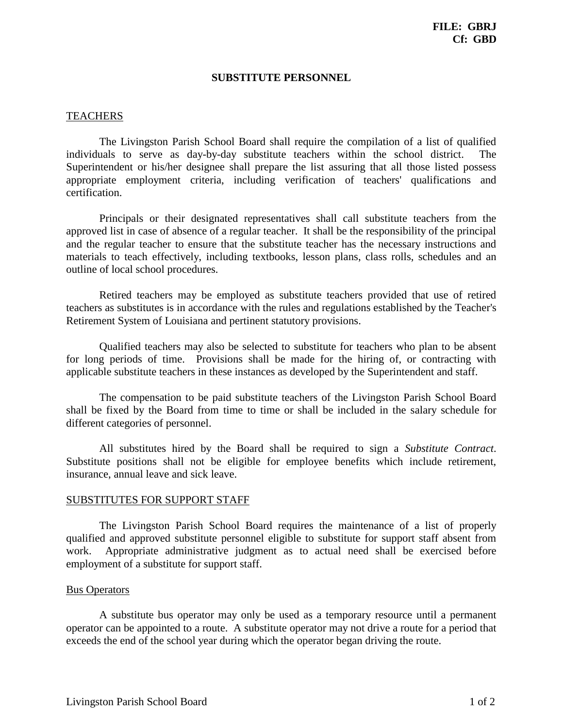**FILE: GBRJ**
**Cf: GBD**

# SUBSTITUTE PERSONNEL

## TEACHERS

The Livingston Parish School Board shall require the compilation of a list of qualified individuals to serve as day-by-day substitute teachers within the school district. The Superintendent or his/her designee shall prepare the list assuring that all those listed possess appropriate employment criteria, including verification of teachers' qualifications and certification.

Principals or their designated representatives shall call substitute teachers from the approved list in case of absence of a regular teacher. It shall be the responsibility of the principal and the regular teacher to ensure that the substitute teacher has the necessary instructions and materials to teach effectively, including textbooks, lesson plans, class rolls, schedules and an outline of local school procedures.

Retired teachers may be employed as substitute teachers provided that use of retired teachers as substitutes is in accordance with the rules and regulations established by the Teacher's Retirement System of Louisiana and pertinent statutory provisions.

Qualified teachers may also be selected to substitute for teachers who plan to be absent for long periods of time. Provisions shall be made for the hiring of, or contracting with applicable substitute teachers in these instances as developed by the Superintendent and staff.

The compensation to be paid substitute teachers of the Livingston Parish School Board shall be fixed by the Board from time to time or shall be included in the salary schedule for different categories of personnel.

All substitutes hired by the Board shall be required to sign a *Substitute Contract*. Substitute positions shall not be eligible for employee benefits which include retirement, insurance, annual leave and sick leave.

## SUBSTITUTES FOR SUPPORT STAFF

The Livingston Parish School Board requires the maintenance of a list of properly qualified and approved substitute personnel eligible to substitute for support staff absent from work. Appropriate administrative judgment as to actual need shall be exercised before employment of a substitute for support staff.

### Bus Operators

A substitute bus operator may only be used as a temporary resource until a permanent operator can be appointed to a route. A substitute operator may not drive a route for a period that exceeds the end of the school year during which the operator began driving the route.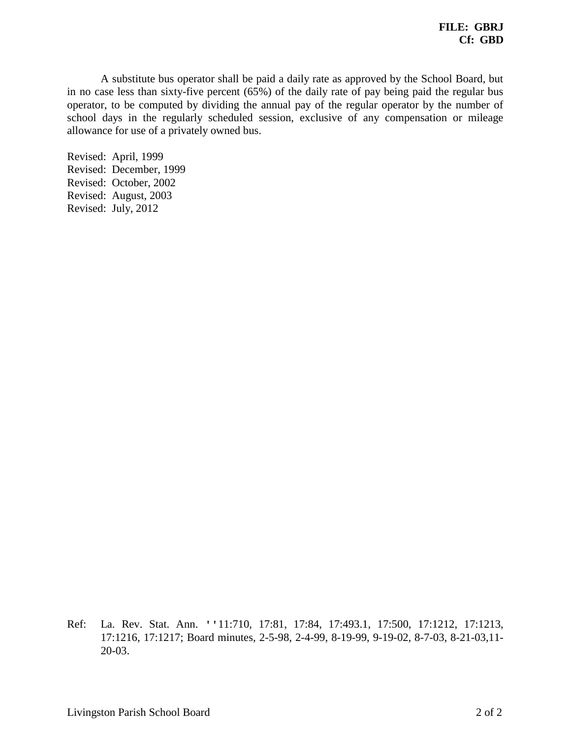**FILE: GBRJ**
**Cf: GBD**

A substitute bus operator shall be paid a daily rate as approved by the School Board, but in no case less than sixty-five percent (65%) of the daily rate of pay being paid the regular bus operator, to be computed by dividing the annual pay of the regular operator by the number of school days in the regularly scheduled session, exclusive of any compensation or mileage allowance for use of a privately owned bus.

Revised: April, 1999
Revised: December, 1999
Revised: October, 2002
Revised: August, 2003
Revised: July, 2012

Ref: La. Rev. Stat. Ann. ''11:710, 17:81, 17:84, 17:493.1, 17:500, 17:1212, 17:1213, 17:1216, 17:1217; Board minutes, 2-5-98, 2-4-99, 8-19-99, 9-19-02, 8-7-03, 8-21-03,11-20-03.